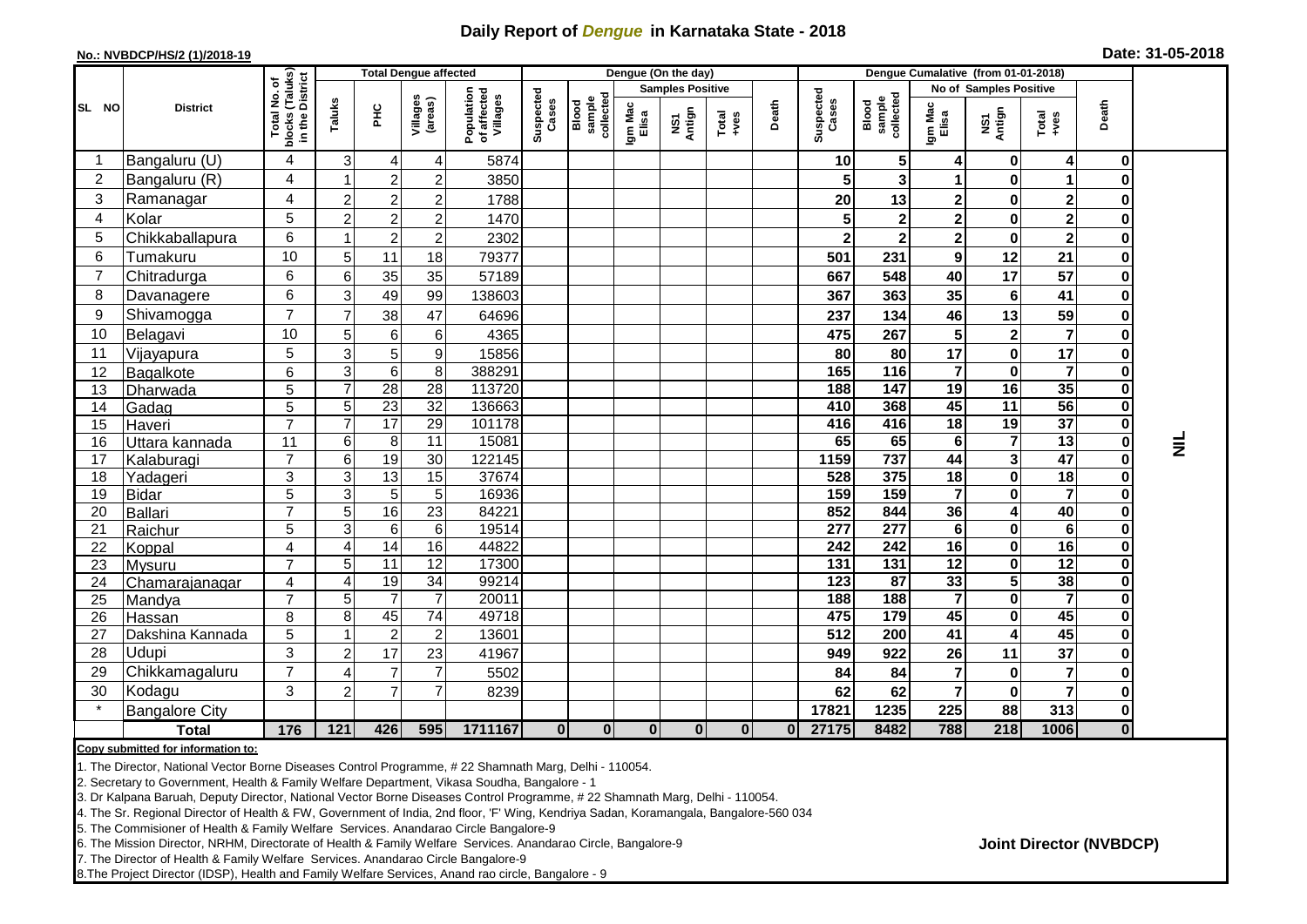# Daily Report of *Dengue* in Karnataka State - 2018

**No.: NVBDCP/HS/2 (1)/2018-19**

**Date: 31-05-2018**

| SL NO | District | Total No. of blocks (Taluks) in the District | Total Dengue affected | | | | Dengue (On the day) | | | | | | | Dengue Cumalative (from 01-01-2018) | | | | | | |
|---|---|---|---|---|---|---|---|---|---|---|---|---|---|---|---|---|---|---|---|---|
| | | | Taluks | PHC | Villages (areas) | Population of affected Villages | Suspected Cases | Blood sample collected | Samples Positive | | | Death | Suspected Cases | Blood sample collected | No of Samples Positive | | | Death | |
| | | | | | | | | | Igm Mac Elisa | NS1 Antign | Total +ves | | | | Igm Mac Elisa | NS1 Antign | Total +ves | | |
| 1 | Bangaluru (U) | 4 | 3 | 4 | 4 | 5874 | | | | | | | 10 | 5 | 4 | 0 | 4 | 0 | NIL |
| 2 | Bangaluru (R) | 4 | 1 | 2 | 2 | 3850 | | | | | | | 5 | 3 | 1 | 0 | 1 | 0 | |
| 3 | Ramanagar | 4 | 2 | 2 | 2 | 1788 | | | | | | | 20 | 13 | 2 | 0 | 2 | 0 | |
| 4 | Kolar | 5 | 2 | 2 | 2 | 1470 | | | | | | | 5 | 2 | 2 | 0 | 2 | 0 | |
| 5 | Chikkaballapura | 6 | 1 | 2 | 2 | 2302 | | | | | | | 2 | 2 | 2 | 0 | 2 | 0 | |
| 6 | Tumakuru | 10 | 5 | 11 | 18 | 79377 | | | | | | | 501 | 231 | 9 | 12 | 21 | 0 | |
| 7 | Chitradurga | 6 | 6 | 35 | 35 | 57189 | | | | | | | 667 | 548 | 40 | 17 | 57 | 0 | |
| 8 | Davanagere | 6 | 3 | 49 | 99 | 138603 | | | | | | | 367 | 363 | 35 | 6 | 41 | 0 | |
| 9 | Shivamogga | 7 | 7 | 38 | 47 | 64696 | | | | | | | 237 | 134 | 46 | 13 | 59 | 0 | |
| 10 | Belagavi | 10 | 5 | 6 | 6 | 4365 | | | | | | | 475 | 267 | 5 | 2 | 7 | 0 | |
| 11 | Vijayapura | 5 | 3 | 5 | 9 | 15856 | | | | | | | 80 | 80 | 17 | 0 | 17 | 0 | |
| 12 | Bagalkote | 6 | 3 | 6 | 8 | 388291 | | | | | | | 165 | 116 | 7 | 0 | 7 | 0 | |
| 13 | Dharwada | 5 | 7 | 28 | 28 | 113720 | | | | | | | 188 | 147 | 19 | 16 | 35 | 0 | |
| 14 | Gadag | 5 | 5 | 23 | 32 | 136663 | | | | | | | 410 | 368 | 45 | 11 | 56 | 0 | |
| 15 | Haveri | 7 | 7 | 17 | 29 | 101178 | | | | | | | 416 | 416 | 18 | 19 | 37 | 0 | |
| 16 | Uttara kannada | 11 | 6 | 8 | 11 | 15081 | | | | | | | 65 | 65 | 6 | 7 | 13 | 0 | |
| 17 | Kalaburagi | 7 | 6 | 19 | 30 | 122145 | | | | | | | 1159 | 737 | 44 | 3 | 47 | 0 | |
| 18 | Yadageri | 3 | 3 | 13 | 15 | 37674 | | | | | | | 528 | 375 | 18 | 0 | 18 | 0 | |
| 19 | Bidar | 5 | 3 | 5 | 5 | 16936 | | | | | | | 159 | 159 | 7 | 0 | 7 | 0 | |
| 20 | Ballari | 7 | 5 | 16 | 23 | 84221 | | | | | | | 852 | 844 | 36 | 4 | 40 | 0 | |
| 21 | Raichur | 5 | 3 | 6 | 6 | 19514 | | | | | | | 277 | 277 | 6 | 0 | 6 | 0 | |
| 22 | Koppal | 4 | 4 | 14 | 16 | 44822 | | | | | | | 242 | 242 | 16 | 0 | 16 | 0 | |
| 23 | Mysuru | 7 | 5 | 11 | 12 | 17300 | | | | | | | 131 | 131 | 12 | 0 | 12 | 0 | |
| 24 | Chamarajanagar | 4 | 4 | 19 | 34 | 99214 | | | | | | | 123 | 87 | 33 | 5 | 38 | 0 | |
| 25 | Mandya | 7 | 5 | 7 | 7 | 20011 | | | | | | | 188 | 188 | 7 | 0 | 7 | 0 | |
| 26 | Hassan | 8 | 8 | 45 | 74 | 49718 | | | | | | | 475 | 179 | 45 | 0 | 45 | 0 | |
| 27 | Dakshina Kannada | 5 | 1 | 2 | 2 | 13601 | | | | | | | 512 | 200 | 41 | 4 | 45 | 0 | |
| 28 | Udupi | 3 | 2 | 17 | 23 | 41967 | | | | | | | 949 | 922 | 26 | 11 | 37 | 0 | |
| 29 | Chikkamagaluru | 7 | 4 | 7 | 7 | 5502 | | | | | | | 84 | 84 | 7 | 0 | 7 | 0 | |
| 30 | Kodagu | 3 | 2 | 7 | 7 | 8239 | | | | | | | 62 | 62 | 7 | 0 | 7 | 0 | |
| * | Bangalore City | | | | | | | | | | | | 17821 | 1235 | 225 | 88 | 313 | 0 | |
| | **Total** | **176** | **121** | **426** | **595** | **1711167** | **0** | **0** | **0** | **0** | **0** | **0** | **27175** | **8482** | **788** | **218** | **1006** | **0** | |

**Copy submitted for information to:**

1. The Director, National Vector Borne Diseases Control Programme, # 22 Shamnath Marg, Delhi - 110054.
2. Secretary to Government, Health & Family Welfare Department, Vikasa Soudha, Bangalore - 1
3. Dr Kalpana Baruah, Deputy Director, National Vector Borne Diseases Control Programme, # 22 Shamnath Marg, Delhi - 110054.
4. The Sr. Regional Director of Health & FW, Government of India, 2nd floor, 'F' Wing, Kendriya Sadan, Koramangala, Bangalore-560 034
5. The Commisioner of Health & Family Welfare Services. Anandarao Circle Bangalore-9
6. The Mission Director, NRHM, Directorate of Health & Family Welfare Services. Anandarao Circle, Bangalore-9
7. The Director of Health & Family Welfare Services. Anandarao Circle Bangalore-9
8.The Project Director (IDSP), Health and Family Welfare Services, Anand rao circle, Bangalore - 9

**Joint Director (NVBDCP)**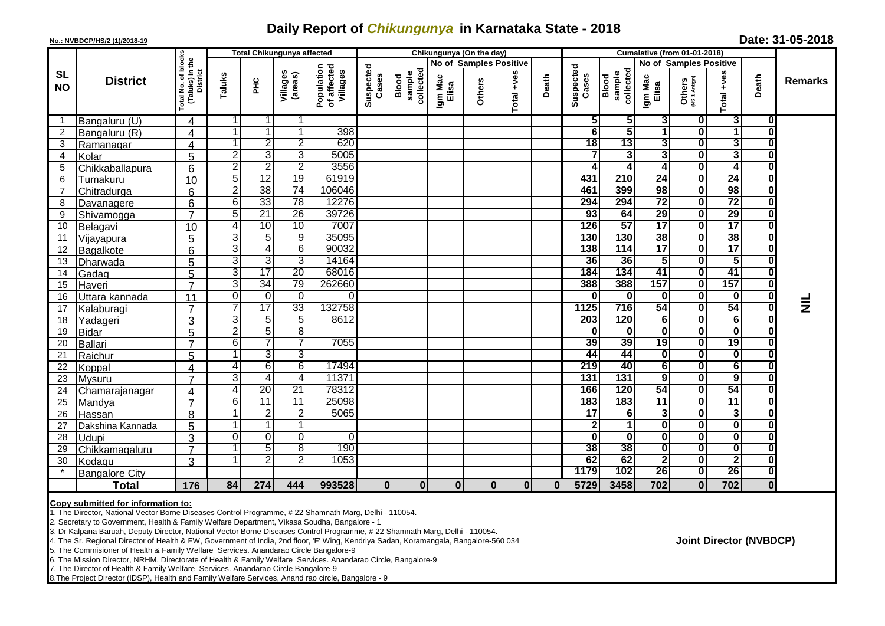# Daily Report of *Chikungunya* in Karnataka State - 2018

**No.: NVBDCP/HS/2 (1)/2018-19**

**Date: 31-05-2018**

| SL NO | District | Total No. of blocks (Taluks) in the District | Total Chikungunya affected | | | | Chikungunya (On the day) | | | | | | | Cumalative (from 01-01-2018) | | | | | | | Remarks |
|---|---|---|---|---|---|---|---|---|---|---|---|---|---|---|---|---|---|---|---|---|---|
| | | | | | | | | | No of Samples Positive | | | | | | | No of Samples Positive | | | | | |
| | | | Taluks | PHC | Villages (areas) | Population of affected Villages | Suspected Cases | Blood sample collected | Igm Mac Elisa | Others | Total +ves | Death | Suspected Cases | Blood sample collected | Igm Mac Elisa | Others (NS 1 Antign) | Total +ves | Death | |
| 1 | Bangaluru (U) | 4 | 1 | 1 | 1 | | | | | | | | 5 | 5 | 3 | 0 | 3 | 0 | NIL |
| 2 | Bangaluru (R) | 4 | 1 | 1 | 1 | 398 | | | | | | | 6 | 5 | 1 | 0 | 1 | 0 | |
| 3 | Ramanagar | 4 | 1 | 2 | 2 | 620 | | | | | | | 18 | 13 | 3 | 0 | 3 | 0 | |
| 4 | Kolar | 5 | 2 | 3 | 3 | 5005 | | | | | | | 7 | 3 | 3 | 0 | 3 | 0 | |
| 5 | Chikkaballapura | 6 | 2 | 2 | 2 | 3556 | | | | | | | 4 | 4 | 4 | 0 | 4 | 0 | |
| 6 | Tumakuru | 10 | 5 | 12 | 19 | 61919 | | | | | | | 431 | 210 | 24 | 0 | 24 | 0 | |
| 7 | Chitradurga | 6 | 2 | 38 | 74 | 106046 | | | | | | | 461 | 399 | 98 | 0 | 98 | 0 | |
| 8 | Davanagere | 6 | 6 | 33 | 78 | 12276 | | | | | | | 294 | 294 | 72 | 0 | 72 | 0 | |
| 9 | Shivamogga | 7 | 5 | 21 | 26 | 39726 | | | | | | | 93 | 64 | 29 | 0 | 29 | 0 | |
| 10 | Belagavi | 10 | 4 | 10 | 10 | 7007 | | | | | | | 126 | 57 | 17 | 0 | 17 | 0 | |
| 11 | Vijayapura | 5 | 3 | 5 | 9 | 35095 | | | | | | | 130 | 130 | 38 | 0 | 38 | 0 | |
| 12 | Bagalkote | 6 | 3 | 4 | 6 | 90032 | | | | | | | 138 | 114 | 17 | 0 | 17 | 0 | |
| 13 | Dharwada | 5 | 3 | 3 | 3 | 14164 | | | | | | | 36 | 36 | 5 | 0 | 5 | 0 | |
| 14 | Gadag | 5 | 3 | 17 | 20 | 68016 | | | | | | | 184 | 134 | 41 | 0 | 41 | 0 | |
| 15 | Haveri | 7 | 3 | 34 | 79 | 262660 | | | | | | | 388 | 388 | 157 | 0 | 157 | 0 | |
| 16 | Uttara kannada | 11 | 0 | 0 | 0 | 0 | | | | | | | 0 | 0 | 0 | 0 | 0 | 0 | |
| 17 | Kalaburagi | 7 | 7 | 17 | 33 | 132758 | | | | | | | 1125 | 716 | 54 | 0 | 54 | 0 | |
| 18 | Yadageri | 3 | 3 | 5 | 5 | 8612 | | | | | | | 203 | 120 | 6 | 0 | 6 | 0 | |
| 19 | Bidar | 5 | 2 | 5 | 8 | | | | | | | | 0 | 0 | 0 | 0 | 0 | 0 | |
| 20 | Ballari | 7 | 6 | 7 | 7 | 7055 | | | | | | | 39 | 39 | 19 | 0 | 19 | 0 | |
| 21 | Raichur | 5 | 1 | 3 | 3 | | | | | | | | 44 | 44 | 0 | 0 | 0 | 0 | |
| 22 | Koppal | 4 | 4 | 6 | 6 | 17494 | | | | | | | 219 | 40 | 6 | 0 | 6 | 0 | |
| 23 | Mysuru | 7 | 3 | 4 | 4 | 11371 | | | | | | | 131 | 131 | 9 | 0 | 9 | 0 | |
| 24 | Chamarajanagar | 4 | 4 | 20 | 21 | 78312 | | | | | | | 166 | 120 | 54 | 0 | 54 | 0 | |
| 25 | Mandya | 7 | 6 | 11 | 11 | 25098 | | | | | | | 183 | 183 | 11 | 0 | 11 | 0 | |
| 26 | Hassan | 8 | 1 | 2 | 2 | 5065 | | | | | | | 17 | 6 | 3 | 0 | 3 | 0 | |
| 27 | Dakshina Kannada | 5 | 1 | 1 | 1 | | | | | | | | 2 | 1 | 0 | 0 | 0 | 0 | |
| 28 | Udupi | 3 | 0 | 0 | 0 | 0 | | | | | | | 0 | 0 | 0 | 0 | 0 | 0 | |
| 29 | Chikkamagaluru | 7 | 1 | 5 | 8 | 190 | | | | | | | 38 | 38 | 0 | 0 | 0 | 0 | |
| 30 | Kodagu | 3 | 1 | 2 | 2 | 1053 | | | | | | | 62 | 62 | 2 | 0 | 2 | 0 | |
| * | Bangalore City | | | | | | | | | | | | 1179 | 102 | 26 | 0 | 26 | 0 | |
| | **Total** | **176** | **84** | **274** | **444** | **993528** | **0** | **0** | **0** | **0** | **0** | **0** | **5729** | **3458** | **702** | **0** | **702** | **0** | |

**Copy submitted for information to:**

1. The Director, National Vector Borne Diseases Control Programme, # 22 Shamnath Marg, Delhi - 110054.
2. Secretary to Government, Health & Family Welfare Department, Vikasa Soudha, Bangalore - 1
3. Dr Kalpana Baruah, Deputy Director, National Vector Borne Diseases Control Programme, # 22 Shamnath Marg, Delhi - 110054.
4. The Sr. Regional Director of Health & FW, Government of India, 2nd floor, 'F' Wing, Kendriya Sadan, Koramangala, Bangalore-560 034
5. The Commisioner of Health & Family Welfare Services. Anandarao Circle Bangalore-9
6. The Mission Director, NRHM, Directorate of Health & Family Welfare Services. Anandarao Circle, Bangalore-9
7. The Director of Health & Family Welfare Services. Anandarao Circle Bangalore-9
8. The Project Director (IDSP), Health and Family Welfare Services, Anand rao circle, Bangalore - 9

**Joint Director (NVBDCP)**